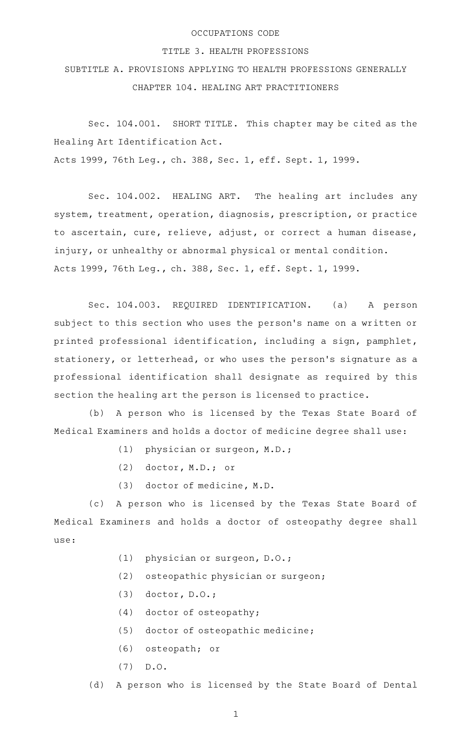# OCCUPATIONS CODE

## TITLE 3. HEALTH PROFESSIONS

## SUBTITLE A. PROVISIONS APPLYING TO HEALTH PROFESSIONS GENERALLY

## CHAPTER 104. HEALING ART PRACTITIONERS

Sec. 104.001. SHORT TITLE. This chapter may be cited as the Healing Art Identification Act.

Acts 1999, 76th Leg., ch. 388, Sec. 1, eff. Sept. 1, 1999.

Sec. 104.002. HEALING ART. The healing art includes any system, treatment, operation, diagnosis, prescription, or practice to ascertain, cure, relieve, adjust, or correct a human disease, injury, or unhealthy or abnormal physical or mental condition.

Acts 1999, 76th Leg., ch. 388, Sec. 1, eff. Sept. 1, 1999.

Sec. 104.003. REQUIRED IDENTIFICATION. (a) A person subject to this section who uses the person's name on a written or printed professional identification, including a sign, pamphlet, stationery, or letterhead, or who uses the person's signature as a professional identification shall designate as required by this section the healing art the person is licensed to practice.

(b) A person who is licensed by the Texas State Board of Medical Examiners and holds a doctor of medicine degree shall use:

(1) physician or surgeon, M.D.;

(2) doctor, M.D.; or

(3) doctor of medicine, M.D.

(c) A person who is licensed by the Texas State Board of Medical Examiners and holds a doctor of osteopathy degree shall use:

(1) physician or surgeon, D.O.;

(2) osteopathic physician or surgeon;

(3) doctor, D.O.;

(4) doctor of osteopathy;

(5) doctor of osteopathic medicine;

(6) osteopath; or

(7) D.O.

(d) A person who is licensed by the State Board of Dental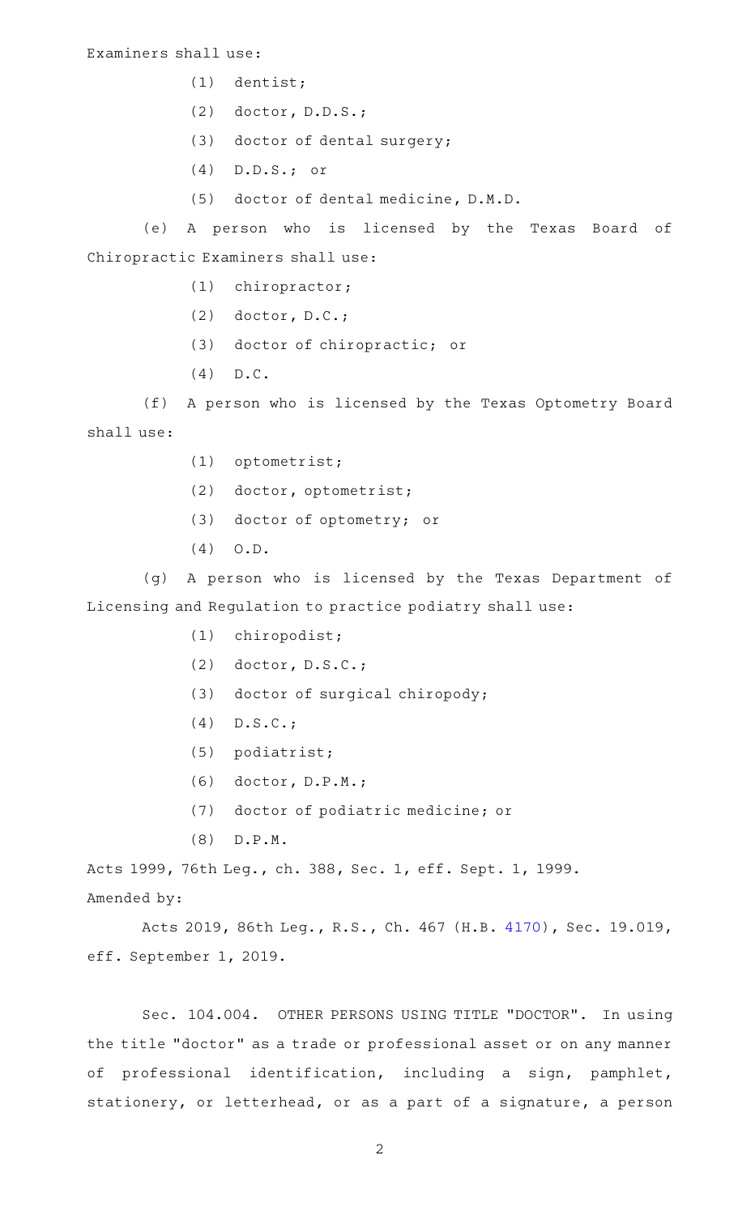Examiners shall use:

(1) dentist;

(2) doctor, D.D.S.;

(3) doctor of dental surgery;

(4) D.D.S.; or

(5) doctor of dental medicine, D.M.D.

(e) A person who is licensed by the Texas Board of Chiropractic Examiners shall use:

(1) chiropractor;

(2) doctor, D.C.;

(3) doctor of chiropractic; or

(4) D.C.

(f) A person who is licensed by the Texas Optometry Board shall use:

(1) optometrist;

(2) doctor, optometrist;

(3) doctor of optometry; or

(4) O.D.

(g) A person who is licensed by the Texas Department of Licensing and Regulation to practice podiatry shall use:

(1) chiropodist;

(2) doctor, D.S.C.;

(3) doctor of surgical chiropody;

(4) D.S.C.;

(5) podiatrist;

(6) doctor, D.P.M.;

(7) doctor of podiatric medicine; or

(8) D.P.M.

Acts 1999, 76th Leg., ch. 388, Sec. 1, eff. Sept. 1, 1999.
Amended by:

Acts 2019, 86th Leg., R.S., Ch. 467 (H.B. 4170), Sec. 19.019, eff. September 1, 2019.

Sec. 104.004. OTHER PERSONS USING TITLE "DOCTOR". In using the title "doctor" as a trade or professional asset or on any manner of professional identification, including a sign, pamphlet, stationery, or letterhead, or as a part of a signature, a person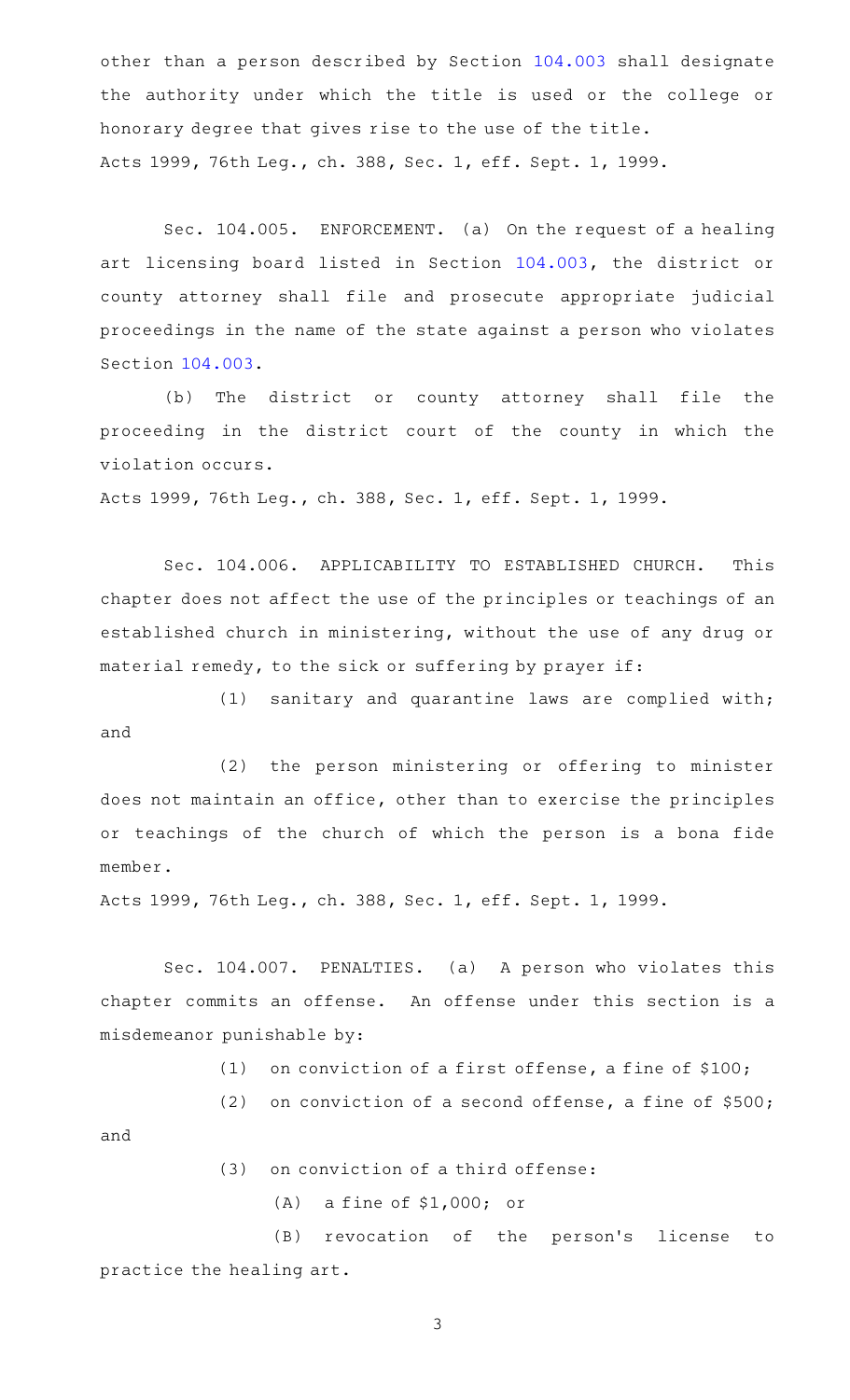other than a person described by Section 104.003 shall designate the authority under which the title is used or the college or honorary degree that gives rise to the use of the title.

Acts 1999, 76th Leg., ch. 388, Sec. 1, eff. Sept. 1, 1999.

Sec. 104.005. ENFORCEMENT. (a) On the request of a healing art licensing board listed in Section 104.003, the district or county attorney shall file and prosecute appropriate judicial proceedings in the name of the state against a person who violates Section 104.003.

(b) The district or county attorney shall file the proceeding in the district court of the county in which the violation occurs.

Acts 1999, 76th Leg., ch. 388, Sec. 1, eff. Sept. 1, 1999.

Sec. 104.006. APPLICABILITY TO ESTABLISHED CHURCH. This chapter does not affect the use of the principles or teachings of an established church in ministering, without the use of any drug or material remedy, to the sick or suffering by prayer if:

(1) sanitary and quarantine laws are complied with; and

(2) the person ministering or offering to minister does not maintain an office, other than to exercise the principles or teachings of the church of which the person is a bona fide member.

Acts 1999, 76th Leg., ch. 388, Sec. 1, eff. Sept. 1, 1999.

Sec. 104.007. PENALTIES. (a) A person who violates this chapter commits an offense. An offense under this section is a misdemeanor punishable by:

(1) on conviction of a first offense, a fine of $100;

(2) on conviction of a second offense, a fine of $500; and

(3) on conviction of a third offense:

(A) a fine of $1,000; or

(B) revocation of the person's license to practice the healing art.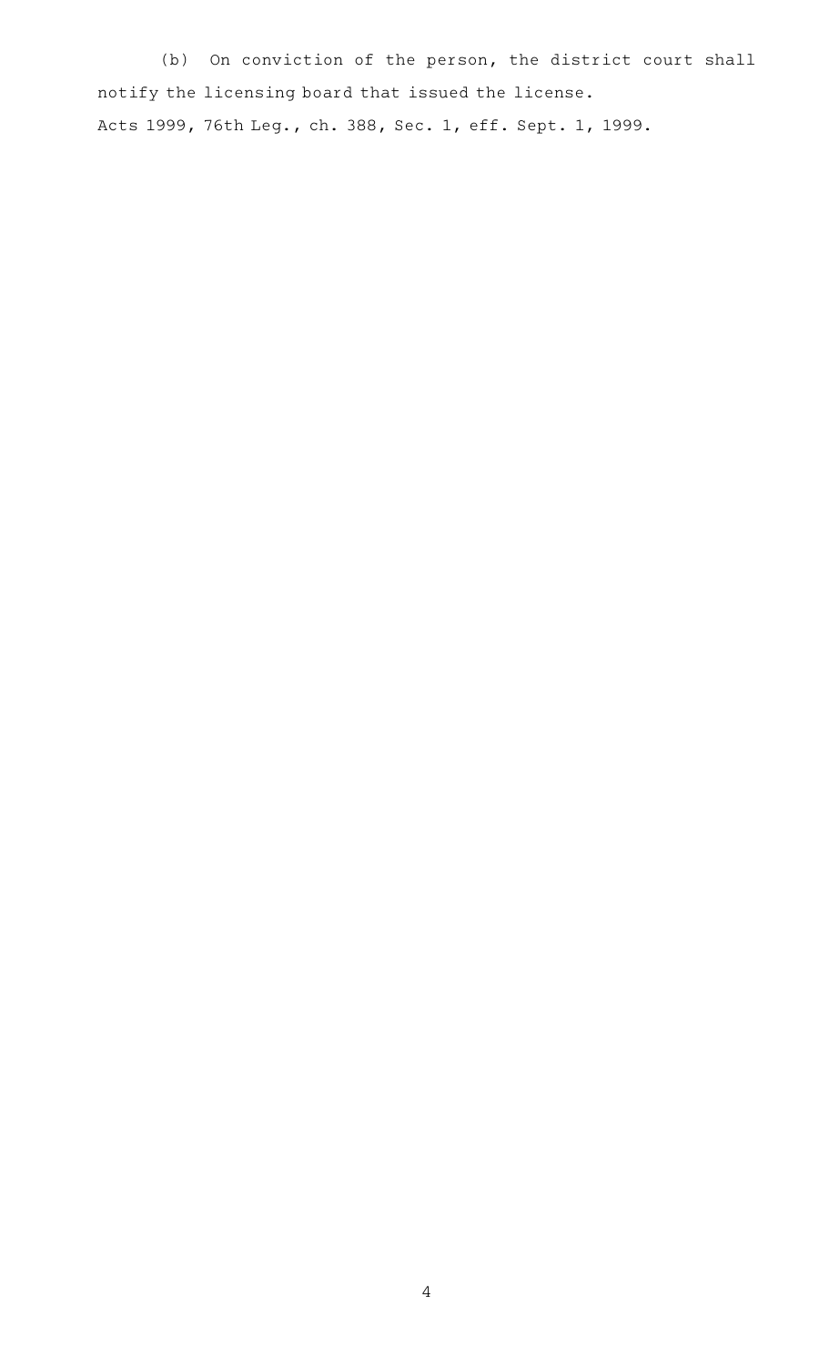(b) On conviction of the person, the district court shall notify the licensing board that issued the license.

Acts 1999, 76th Leg., ch. 388, Sec. 1, eff. Sept. 1, 1999.